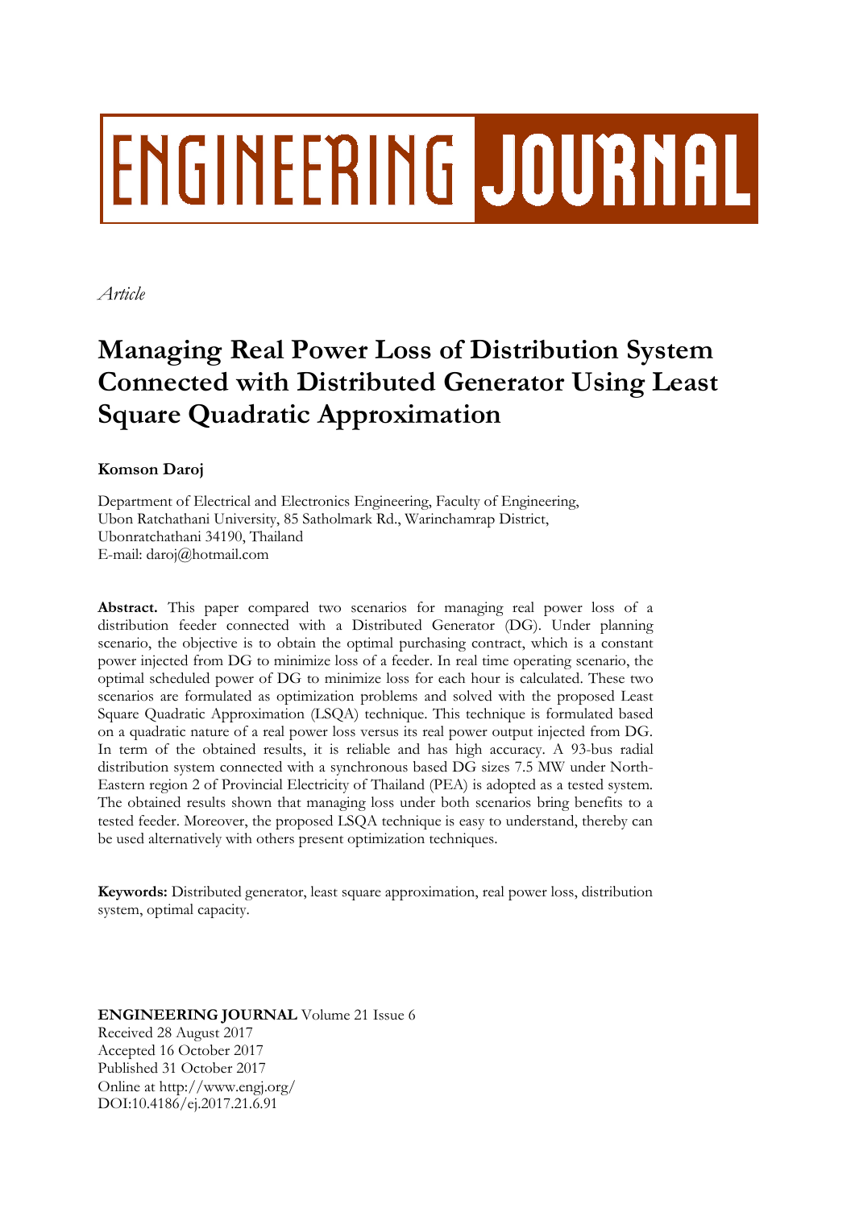ENGINEERING JOURNAL

*Article*

# Managing Real Power Loss of Distribution System Connected with Distributed Generator Using Least Square Quadratic Approximation

**Komson Daroj**

Department of Electrical and Electronics Engineering, Faculty of Engineering,
Ubon Ratchathani University, 85 Satholmark Rd., Warinchamrap District,
Ubonratchathani 34190, Thailand
E-mail: daroj@hotmail.com

**Abstract.** This paper compared two scenarios for managing real power loss of a distribution feeder connected with a Distributed Generator (DG). Under planning scenario, the objective is to obtain the optimal purchasing contract, which is a constant power injected from DG to minimize loss of a feeder. In real time operating scenario, the optimal scheduled power of DG to minimize loss for each hour is calculated. These two scenarios are formulated as optimization problems and solved with the proposed Least Square Quadratic Approximation (LSQA) technique. This technique is formulated based on a quadratic nature of a real power loss versus its real power output injected from DG. In term of the obtained results, it is reliable and has high accuracy. A 93-bus radial distribution system connected with a synchronous based DG sizes 7.5 MW under North-Eastern region 2 of Provincial Electricity of Thailand (PEA) is adopted as a tested system. The obtained results shown that managing loss under both scenarios bring benefits to a tested feeder. Moreover, the proposed LSQA technique is easy to understand, thereby can be used alternatively with others present optimization techniques.

**Keywords:** Distributed generator, least square approximation, real power loss, distribution system, optimal capacity.

**ENGINEERING JOURNAL** Volume 21 Issue 6
Received 28 August 2017
Accepted 16 October 2017
Published 31 October 2017
Online at http://www.engj.org/
DOI:10.4186/ej.2017.21.6.91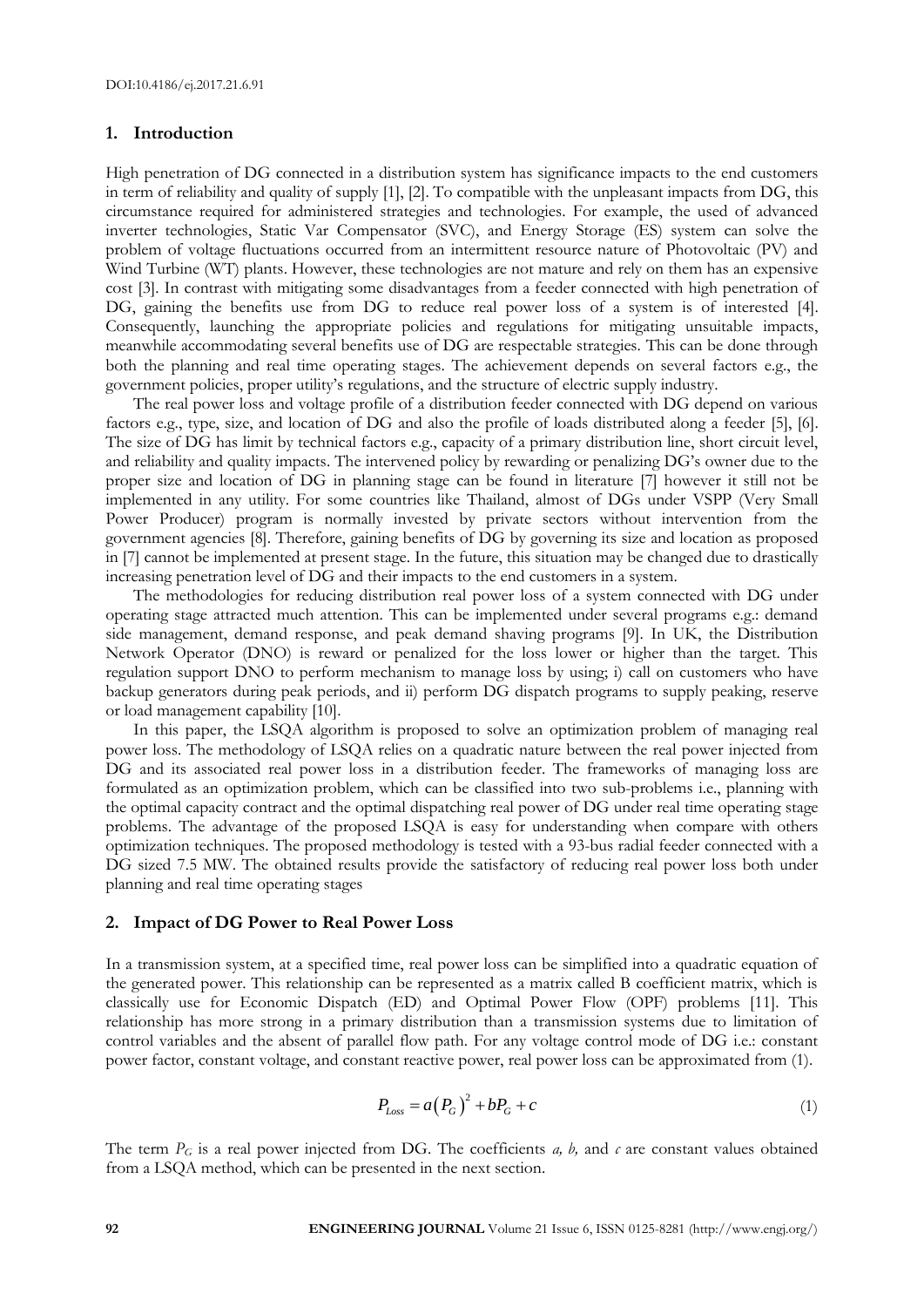## 1. Introduction

High penetration of DG connected in a distribution system has significance impacts to the end customers in term of reliability and quality of supply [1], [2]. To compatible with the unpleasant impacts from DG, this circumstance required for administered strategies and technologies. For example, the used of advanced inverter technologies, Static Var Compensator (SVC), and Energy Storage (ES) system can solve the problem of voltage fluctuations occurred from an intermittent resource nature of Photovoltaic (PV) and Wind Turbine (WT) plants. However, these technologies are not mature and rely on them has an expensive cost [3]. In contrast with mitigating some disadvantages from a feeder connected with high penetration of DG, gaining the benefits use from DG to reduce real power loss of a system is of interested [4]. Consequently, launching the appropriate policies and regulations for mitigating unsuitable impacts, meanwhile accommodating several benefits use of DG are respectable strategies. This can be done through both the planning and real time operating stages. The achievement depends on several factors e.g., the government policies, proper utility's regulations, and the structure of electric supply industry.

The real power loss and voltage profile of a distribution feeder connected with DG depend on various factors e.g., type, size, and location of DG and also the profile of loads distributed along a feeder [5], [6]. The size of DG has limit by technical factors e.g., capacity of a primary distribution line, short circuit level, and reliability and quality impacts. The intervened policy by rewarding or penalizing DG's owner due to the proper size and location of DG in planning stage can be found in literature [7] however it still not be implemented in any utility. For some countries like Thailand, almost of DGs under VSPP (Very Small Power Producer) program is normally invested by private sectors without intervention from the government agencies [8]. Therefore, gaining benefits of DG by governing its size and location as proposed in [7] cannot be implemented at present stage. In the future, this situation may be changed due to drastically increasing penetration level of DG and their impacts to the end customers in a system.

The methodologies for reducing distribution real power loss of a system connected with DG under operating stage attracted much attention. This can be implemented under several programs e.g.: demand side management, demand response, and peak demand shaving programs [9]. In UK, the Distribution Network Operator (DNO) is reward or penalized for the loss lower or higher than the target. This regulation support DNO to perform mechanism to manage loss by using; i) call on customers who have backup generators during peak periods, and ii) perform DG dispatch programs to supply peaking, reserve or load management capability [10].

In this paper, the LSQA algorithm is proposed to solve an optimization problem of managing real power loss. The methodology of LSQA relies on a quadratic nature between the real power injected from DG and its associated real power loss in a distribution feeder. The frameworks of managing loss are formulated as an optimization problem, which can be classified into two sub-problems i.e., planning with the optimal capacity contract and the optimal dispatching real power of DG under real time operating stage problems. The advantage of the proposed LSQA is easy for understanding when compare with others optimization techniques. The proposed methodology is tested with a 93-bus radial feeder connected with a DG sized 7.5 MW. The obtained results provide the satisfactory of reducing real power loss both under planning and real time operating stages

## 2. Impact of DG Power to Real Power Loss

In a transmission system, at a specified time, real power loss can be simplified into a quadratic equation of the generated power. This relationship can be represented as a matrix called B coefficient matrix, which is classically use for Economic Dispatch (ED) and Optimal Power Flow (OPF) problems [11]. This relationship has more strong in a primary distribution than a transmission systems due to limitation of control variables and the absent of parallel flow path. For any voltage control mode of DG i.e.: constant power factor, constant voltage, and constant reactive power, real power loss can be approximated from (1).

$$P_{Loss} = a\left(P_G\right)^2 + bP_G + c \tag{1}$$

The term $P_G$ is a real power injected from DG. The coefficients $a$, $b$, and $c$ are constant values obtained from a LSQA method, which can be presented in the next section.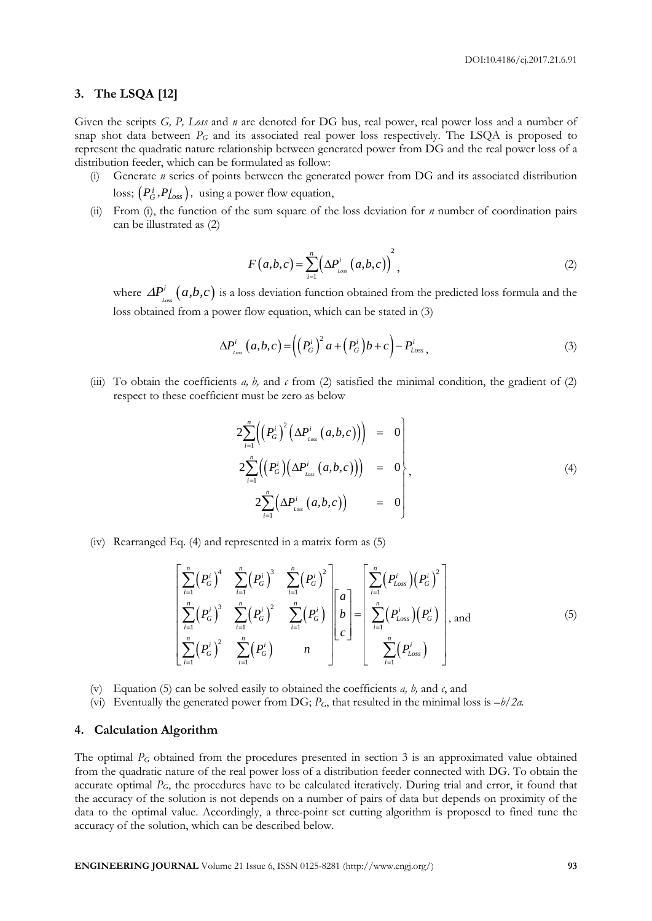## 3. The LSQA [12]

Given the scripts *G, P, Loss* and *n* are denoted for DG bus, real power, real power loss and a number of snap shot data between $P_G$ and its associated real power loss respectively. The LSQA is proposed to represent the quadratic nature relationship between generated power from DG and the real power loss of a distribution feeder, which can be formulated as follow:

(i) Generate *n* series of points between the generated power from DG and its associated distribution loss; $\left(P_G^i, P_{Loss}^i\right)$, using a power flow equation,

(ii) From (i), the function of the sum square of the loss deviation for *n* number of coordination pairs can be illustrated as (2)

$$F\left(a,b,c\right) = \sum_{i=1}^{n}\left(\Delta P_{Loss}^{i}\left(a,b,c\right)\right)^{2}, \tag{2}$$

where $\Delta P_{Loss}^{i}\left(a,b,c\right)$ is a loss deviation function obtained from the predicted loss formula and the loss obtained from a power flow equation, which can be stated in (3)

$$\Delta P_{Loss}^{i}\left(a,b,c\right) = \left(\left(P_G^i\right)^2 a + \left(P_G^i\right)b + c\right) - P_{Loss}^{i}, \tag{3}$$

(iii) To obtain the coefficients *a, b,* and *c* from (2) satisfied the minimal condition, the gradient of (2) respect to these coefficient must be zero as below

$$\left.\begin{array}{rcl} 2\sum_{i=1}^{n}\left(\left(P_G^i\right)^2\left(\Delta P_{Loss}^{i}\left(a,b,c\right)\right)\right) & = & 0 \\ 2\sum_{i=1}^{n}\left(\left(P_G^i\right)\left(\Delta P_{Loss}^{i}\left(a,b,c\right)\right)\right) & = & 0 \\ 2\sum_{i=1}^{n}\left(\Delta P_{Loss}^{i}\left(a,b,c\right)\right) & = & 0 \end{array}\right\}, \tag{4}$$

(iv) Rearranged Eq. (4) and represented in a matrix form as (5)

$$\begin{bmatrix} \sum_{i=1}^{n}\left(P_G^i\right)^4 & \sum_{i=1}^{n}\left(P_G^i\right)^3 & \sum_{i=1}^{n}\left(P_G^i\right)^2 \\ \sum_{i=1}^{n}\left(P_G^i\right)^3 & \sum_{i=1}^{n}\left(P_G^i\right)^2 & \sum_{i=1}^{n}\left(P_G^i\right) \\ \sum_{i=1}^{n}\left(P_G^i\right)^2 & \sum_{i=1}^{n}\left(P_G^i\right) & n \end{bmatrix} \begin{bmatrix} a \\ b \\ c \end{bmatrix} = \begin{bmatrix} \sum_{i=1}^{n}\left(P_{Loss}^i\right)\left(P_G^i\right)^2 \\ \sum_{i=1}^{n}\left(P_{Loss}^i\right)\left(P_G^i\right) \\ \sum_{i=1}^{n}\left(P_{Loss}^i\right) \end{bmatrix}, \text{ and} \tag{5}$$

(v) Equation (5) can be solved easily to obtained the coefficients *a, b,* and *c*, and

(vi) Eventually the generated power from DG; $P_G$, that resulted in the minimal loss is $-b/2a$.

## 4. Calculation Algorithm

The optimal $P_G$ obtained from the procedures presented in section 3 is an approximated value obtained from the quadratic nature of the real power loss of a distribution feeder connected with DG. To obtain the accurate optimal $P_G$, the procedures have to be calculated iteratively. During trial and error, it found that the accuracy of the solution is not depends on a number of pairs of data but depends on proximity of the data to the optimal value. Accordingly, a three-point set cutting algorithm is proposed to fined tune the accuracy of the solution, which can be described below.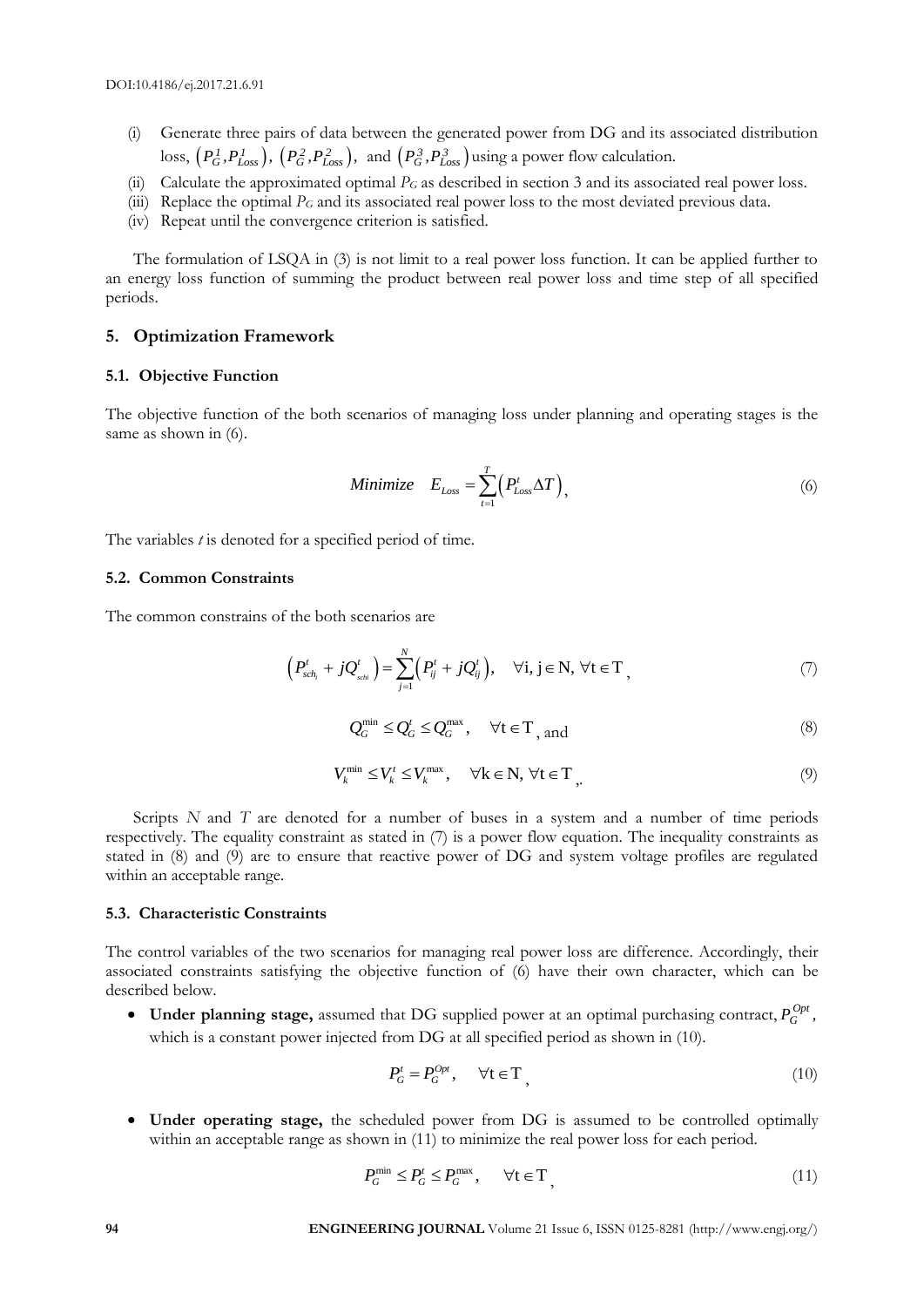(i) Generate three pairs of data between the generated power from DG and its associated distribution loss, $\left(P_G^1, P_{Loss}^1\right)$, $\left(P_G^2, P_{Loss}^2\right)$, and $\left(P_G^3, P_{Loss}^3\right)$ using a power flow calculation.

(ii) Calculate the approximated optimal $P_G$ as described in section 3 and its associated real power loss.

(iii) Replace the optimal $P_G$ and its associated real power loss to the most deviated previous data.

(iv) Repeat until the convergence criterion is satisfied.

The formulation of LSQA in (3) is not limit to a real power loss function. It can be applied further to an energy loss function of summing the product between real power loss and time step of all specified periods.

## 5. Optimization Framework

### 5.1. Objective Function

The objective function of the both scenarios of managing loss under planning and operating stages is the same as shown in (6).

$$Minimize \quad E_{Loss} = \sum_{t=1}^{T}\left(P_{Loss}^{t}\Delta T\right), \tag{6}$$

The variables $t$ is denoted for a specified period of time.

### 5.2. Common Constraints

The common constrains of the both scenarios are

$$\left(P_{sch_i}^{t} + jQ_{schi}^{t}\right) = \sum_{j=1}^{N}\left(P_{ij}^{t} + jQ_{ij}^{t}\right), \quad \forall \mathrm{i}, \mathrm{j} \in \mathrm{N}, \forall \mathrm{t} \in \mathrm{T}, \tag{7}$$

$$Q_G^{\min} \le Q_G^t \le Q_G^{\max}, \quad \forall \mathrm{t} \in \mathrm{T}, \text{ and} \tag{8}$$

$$V_k^{\min} \le V_k^t \le V_k^{\max}, \quad \forall \mathrm{k} \in \mathrm{N}, \forall \mathrm{t} \in \mathrm{T}. \tag{9}$$

Scripts $N$ and $T$ are denoted for a number of buses in a system and a number of time periods respectively. The equality constraint as stated in (7) is a power flow equation. The inequality constraints as stated in (8) and (9) are to ensure that reactive power of DG and system voltage profiles are regulated within an acceptable range.

### 5.3. Characteristic Constraints

The control variables of the two scenarios for managing real power loss are difference. Accordingly, their associated constraints satisfying the objective function of (6) have their own character, which can be described below.

- **Under planning stage,** assumed that DG supplied power at an optimal purchasing contract, $P_G^{Opt}$, which is a constant power injected from DG at all specified period as shown in (10).

$$P_G^t = P_G^{Opt}, \quad \forall \mathrm{t} \in \mathrm{T}, \tag{10}$$

- **Under operating stage,** the scheduled power from DG is assumed to be controlled optimally within an acceptable range as shown in (11) to minimize the real power loss for each period.

$$P_G^{\min} \le P_G^t \le P_G^{\max}, \quad \forall \mathrm{t} \in \mathrm{T}, \tag{11}$$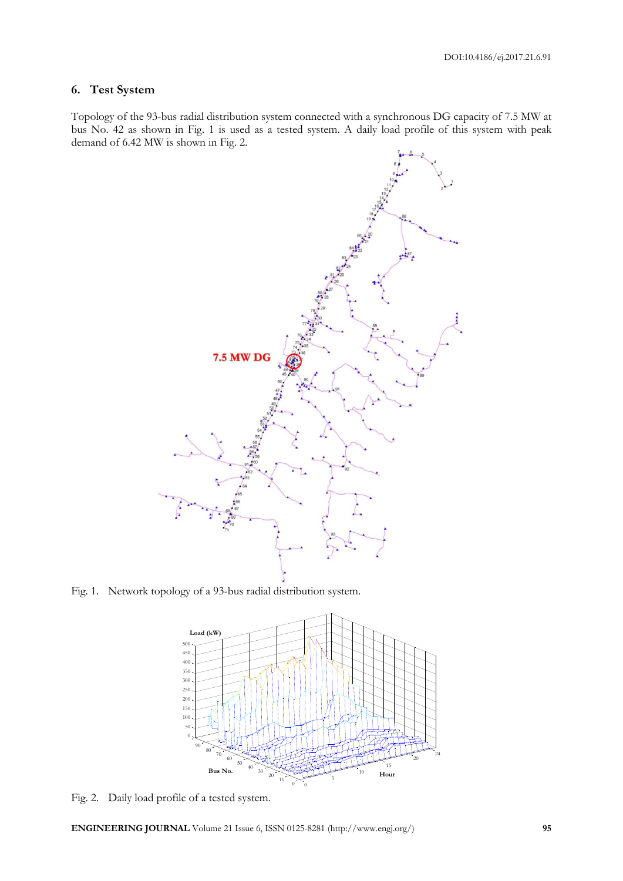## 6. Test System

Topology of the 93-bus radial distribution system connected with a synchronous DG capacity of 7.5 MW at bus No. 42 as shown in Fig. 1 is used as a tested system. A daily load profile of this system with peak demand of 6.42 MW is shown in Fig. 2.

Fig. 1. Network topology of a 93-bus radial distribution system.

Fig. 2. Daily load profile of a tested system.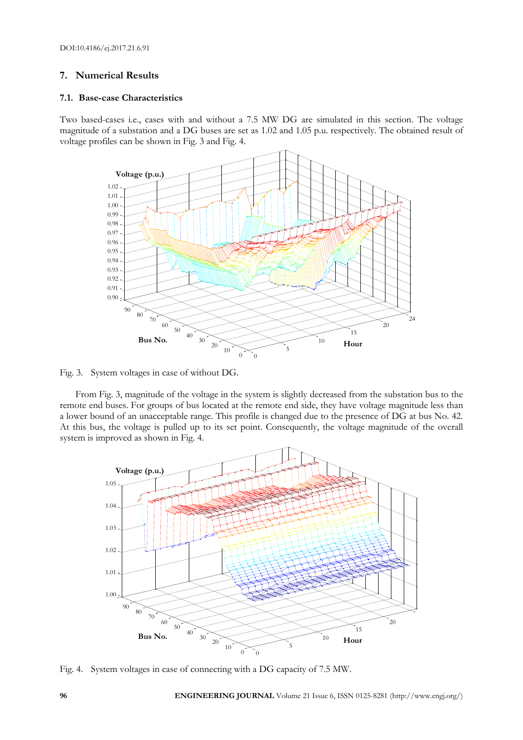## 7. Numerical Results

### 7.1. Base-case Characteristics

Two based-cases i.e., cases with and without a 7.5 MW DG are simulated in this section. The voltage magnitude of a substation and a DG buses are set as 1.02 and 1.05 p.u. respectively. The obtained result of voltage profiles can be shown in Fig. 3 and Fig. 4.

Fig. 3. System voltages in case of without DG.

From Fig. 3, magnitude of the voltage in the system is slightly decreased from the substation bus to the remote end buses. For groups of bus located at the remote end side, they have voltage magnitude less than a lower bound of an unacceptable range. This profile is changed due to the presence of DG at bus No. 42. At this bus, the voltage is pulled up to its set point. Consequently, the voltage magnitude of the overall system is improved as shown in Fig. 4.

Fig. 4. System voltages in case of connecting with a DG capacity of 7.5 MW.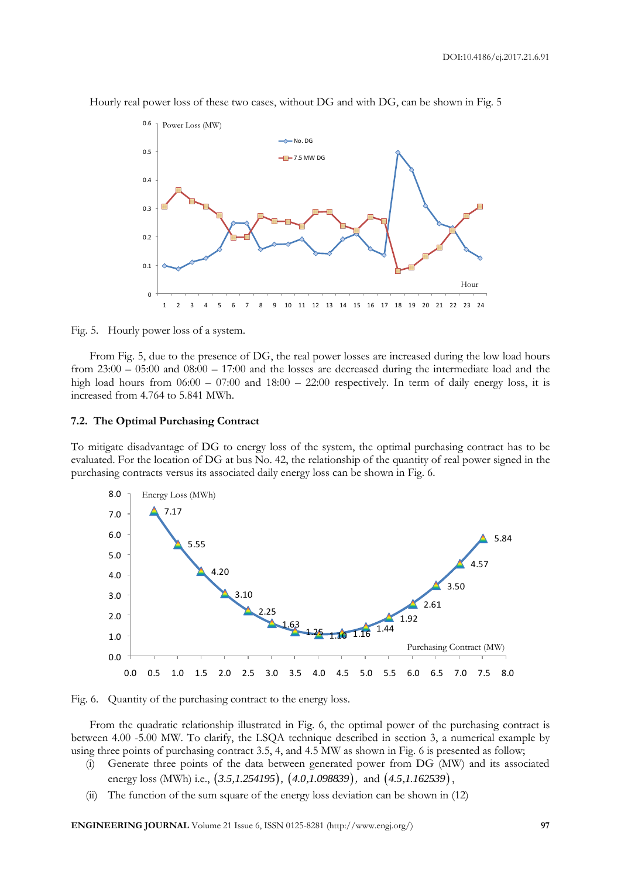Hourly real power loss of these two cases, without DG and with DG, can be shown in Fig. 5

Fig. 5. Hourly power loss of a system.

From Fig. 5, due to the presence of DG, the real power losses are increased during the low load hours from 23:00 – 05:00 and 08:00 – 17:00 and the losses are decreased during the intermediate load and the high load hours from 06:00 – 07:00 and 18:00 – 22:00 respectively. In term of daily energy loss, it is increased from 4.764 to 5.841 MWh.

### 7.2. The Optimal Purchasing Contract

To mitigate disadvantage of DG to energy loss of the system, the optimal purchasing contract has to be evaluated. For the location of DG at bus No. 42, the relationship of the quantity of real power signed in the purchasing contracts versus its associated daily energy loss can be shown in Fig. 6.

Fig. 6. Quantity of the purchasing contract to the energy loss.

From the quadratic relationship illustrated in Fig. 6, the optimal power of the purchasing contract is between 4.00 -5.00 MW. To clarify, the LSQA technique described in section 3, a numerical example by using three points of purchasing contract 3.5, 4, and 4.5 MW as shown in Fig. 6 is presented as follow;

(i) Generate three points of the data between generated power from DG (MW) and its associated energy loss (MWh) i.e., $(3.5,1.254195)$, $(4.0,1.098839)$, and $(4.5,1.162539)$,

(ii) The function of the sum square of the energy loss deviation can be shown in (12)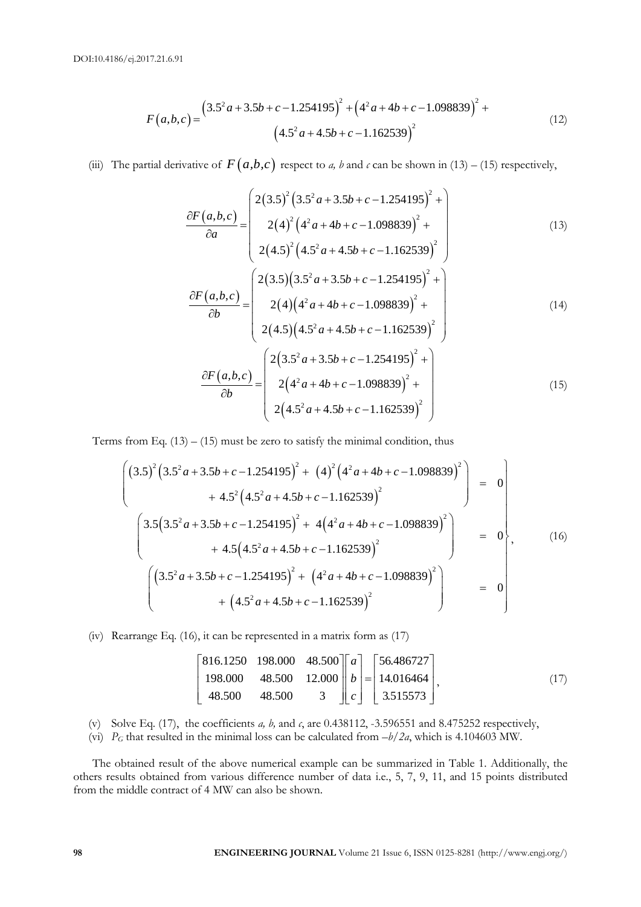$$F(a,b,c) = \begin{matrix} \left(3.5^2 a + 3.5b + c - 1.254195\right)^2 + \left(4^2 a + 4b + c - 1.098839\right)^2 + \\ \left(4.5^2 a + 4.5b + c - 1.162539\right)^2 \end{matrix} \tag{12}$$

(iii) The partial derivative of $F(a,b,c)$ respect to *a, b* and *c* can be shown in (13) – (15) respectively,

$$\frac{\partial F(a,b,c)}{\partial a} = \begin{pmatrix} 2(3.5)^2 \left(3.5^2 a + 3.5b + c - 1.254195\right)^2 + \\ 2(4)^2 \left(4^2 a + 4b + c - 1.098839\right)^2 + \\ 2(4.5)^2 \left(4.5^2 a + 4.5b + c - 1.162539\right)^2 \end{pmatrix} \tag{13}$$

$$\frac{\partial F(a,b,c)}{\partial b} = \begin{pmatrix} 2(3.5)\left(3.5^2 a + 3.5b + c - 1.254195\right)^2 + \\ 2(4)\left(4^2 a + 4b + c - 1.098839\right)^2 + \\ 2(4.5)\left(4.5^2 a + 4.5b + c - 1.162539\right)^2 \end{pmatrix} \tag{14}$$

$$\frac{\partial F(a,b,c)}{\partial b} = \begin{pmatrix} 2\left(3.5^2 a + 3.5b + c - 1.254195\right)^2 + \\ 2\left(4^2 a + 4b + c - 1.098839\right)^2 + \\ 2\left(4.5^2 a + 4.5b + c - 1.162539\right)^2 \end{pmatrix} \tag{15}$$

Terms from Eq. (13) – (15) must be zero to satisfy the minimal condition, thus

$$\left.\begin{matrix} \begin{pmatrix} (3.5)^2 \left(3.5^2 a + 3.5b + c - 1.254195\right)^2 + (4)^2 \left(4^2 a + 4b + c - 1.098839\right)^2 \\ + 4.5^2 \left(4.5^2 a + 4.5b + c - 1.162539\right)^2 \end{pmatrix} = 0 \\ \begin{pmatrix} 3.5\left(3.5^2 a + 3.5b + c - 1.254195\right)^2 + 4\left(4^2 a + 4b + c - 1.098839\right)^2 \\ + 4.5\left(4.5^2 a + 4.5b + c - 1.162539\right)^2 \end{pmatrix} = 0 \\ \begin{pmatrix} \left(3.5^2 a + 3.5b + c - 1.254195\right)^2 + \left(4^2 a + 4b + c - 1.098839\right)^2 \\ + \left(4.5^2 a + 4.5b + c - 1.162539\right)^2 \end{pmatrix} = 0 \end{matrix}\right\}, \tag{16}$$

(iv) Rearrange Eq. (16), it can be represented in a matrix form as (17)

$$\begin{bmatrix} 816.1250 & 198.000 & 48.500 \\ 198.000 & 48.500 & 12.000 \\ 48.500 & 48.500 & 3 \end{bmatrix} \begin{bmatrix} a \\ b \\ c \end{bmatrix} = \begin{bmatrix} 56.486727 \\ 14.016464 \\ 3.515573 \end{bmatrix}, \tag{17}$$

(v) Solve Eq. (17), the coefficients *a, b,* and *c*, are 0.438112, -3.596551 and 8.475252 respectively,

(vi) $P_G$ that resulted in the minimal loss can be calculated from $-b/2a$, which is 4.104603 MW.

The obtained result of the above numerical example can be summarized in Table 1. Additionally, the others results obtained from various difference number of data i.e., 5, 7, 9, 11, and 15 points distributed from the middle contract of 4 MW can also be shown.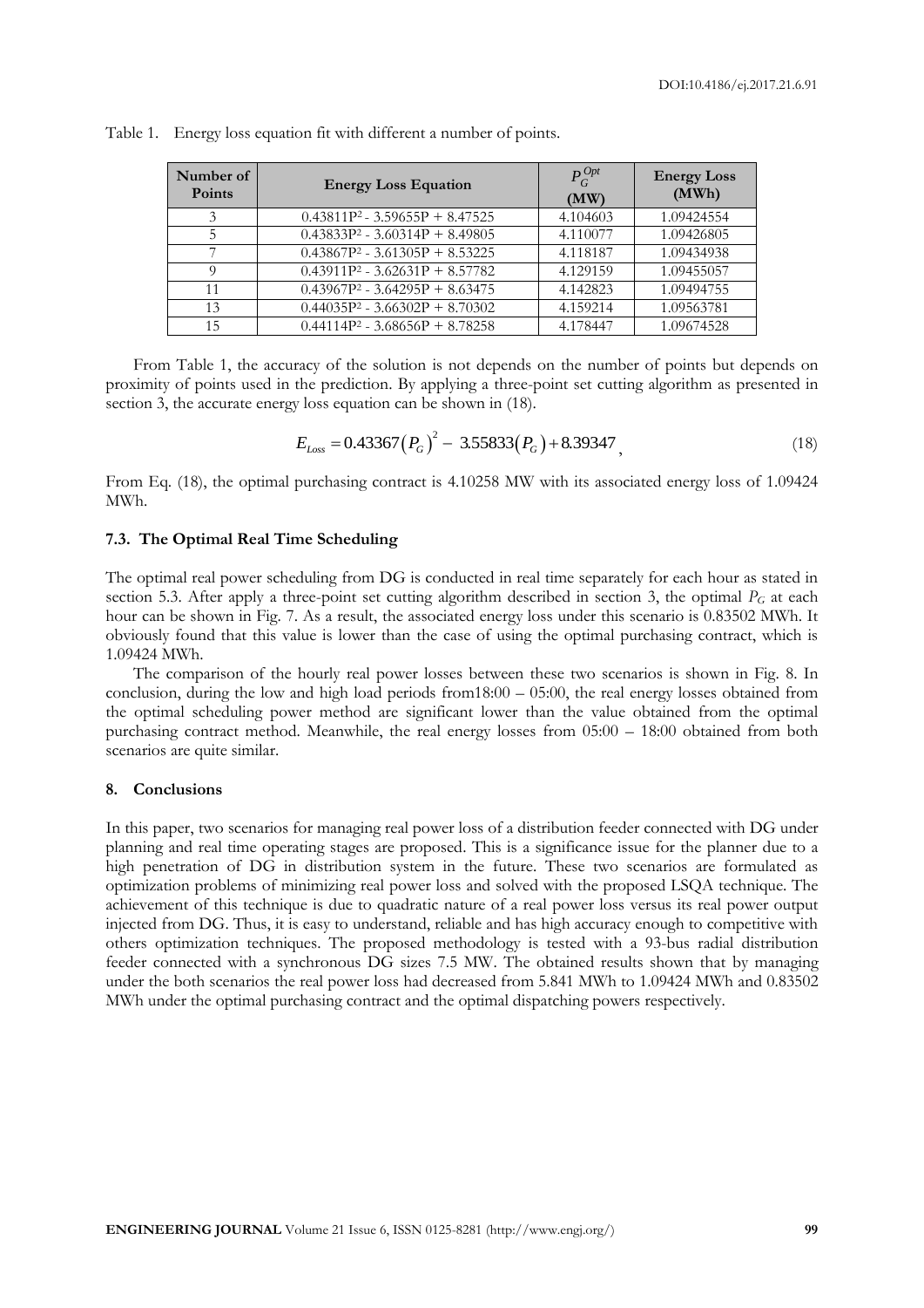Table 1. Energy loss equation fit with different a number of points.

| Number of Points | Energy Loss Equation | $P_G^{Opt}$ (MW) | Energy Loss (MWh) |
|---|---|---|---|
| 3 | $0.43811P^2 - 3.59655P + 8.47525$ | 4.104603 | 1.09424554 |
| 5 | $0.43833P^2 - 3.60314P + 8.49805$ | 4.110077 | 1.09426805 |
| 7 | $0.43867P^2 - 3.61305P + 8.53225$ | 4.118187 | 1.09434938 |
| 9 | $0.43911P^2 - 3.62631P + 8.57782$ | 4.129159 | 1.09455057 |
| 11 | $0.43967P^2 - 3.64295P + 8.63475$ | 4.142823 | 1.09494755 |
| 13 | $0.44035P^2 - 3.66302P + 8.70302$ | 4.159214 | 1.09563781 |
| 15 | $0.44114P^2 - 3.68656P + 8.78258$ | 4.178447 | 1.09674528 |

From Table 1, the accuracy of the solution is not depends on the number of points but depends on proximity of points used in the prediction. By applying a three-point set cutting algorithm as presented in section 3, the accurate energy loss equation can be shown in (18).

$$E_{Loss} = 0.43367(P_G)^2 - 3.55833(P_G) + 8.39347, \tag{18}$$

From Eq. (18), the optimal purchasing contract is 4.10258 MW with its associated energy loss of 1.09424 MWh.

### 7.3. The Optimal Real Time Scheduling

The optimal real power scheduling from DG is conducted in real time separately for each hour as stated in section 5.3. After apply a three-point set cutting algorithm described in section 3, the optimal $P_G$ at each hour can be shown in Fig. 7. As a result, the associated energy loss under this scenario is 0.83502 MWh. It obviously found that this value is lower than the case of using the optimal purchasing contract, which is 1.09424 MWh.

The comparison of the hourly real power losses between these two scenarios is shown in Fig. 8. In conclusion, during the low and high load periods from18:00 – 05:00, the real energy losses obtained from the optimal scheduling power method are significant lower than the value obtained from the optimal purchasing contract method. Meanwhile, the real energy losses from 05:00 – 18:00 obtained from both scenarios are quite similar.

## 8. Conclusions

In this paper, two scenarios for managing real power loss of a distribution feeder connected with DG under planning and real time operating stages are proposed. This is a significance issue for the planner due to a high penetration of DG in distribution system in the future. These two scenarios are formulated as optimization problems of minimizing real power loss and solved with the proposed LSQA technique. The achievement of this technique is due to quadratic nature of a real power loss versus its real power output injected from DG. Thus, it is easy to understand, reliable and has high accuracy enough to competitive with others optimization techniques. The proposed methodology is tested with a 93-bus radial distribution feeder connected with a synchronous DG sizes 7.5 MW. The obtained results shown that by managing under the both scenarios the real power loss had decreased from 5.841 MWh to 1.09424 MWh and 0.83502 MWh under the optimal purchasing contract and the optimal dispatching powers respectively.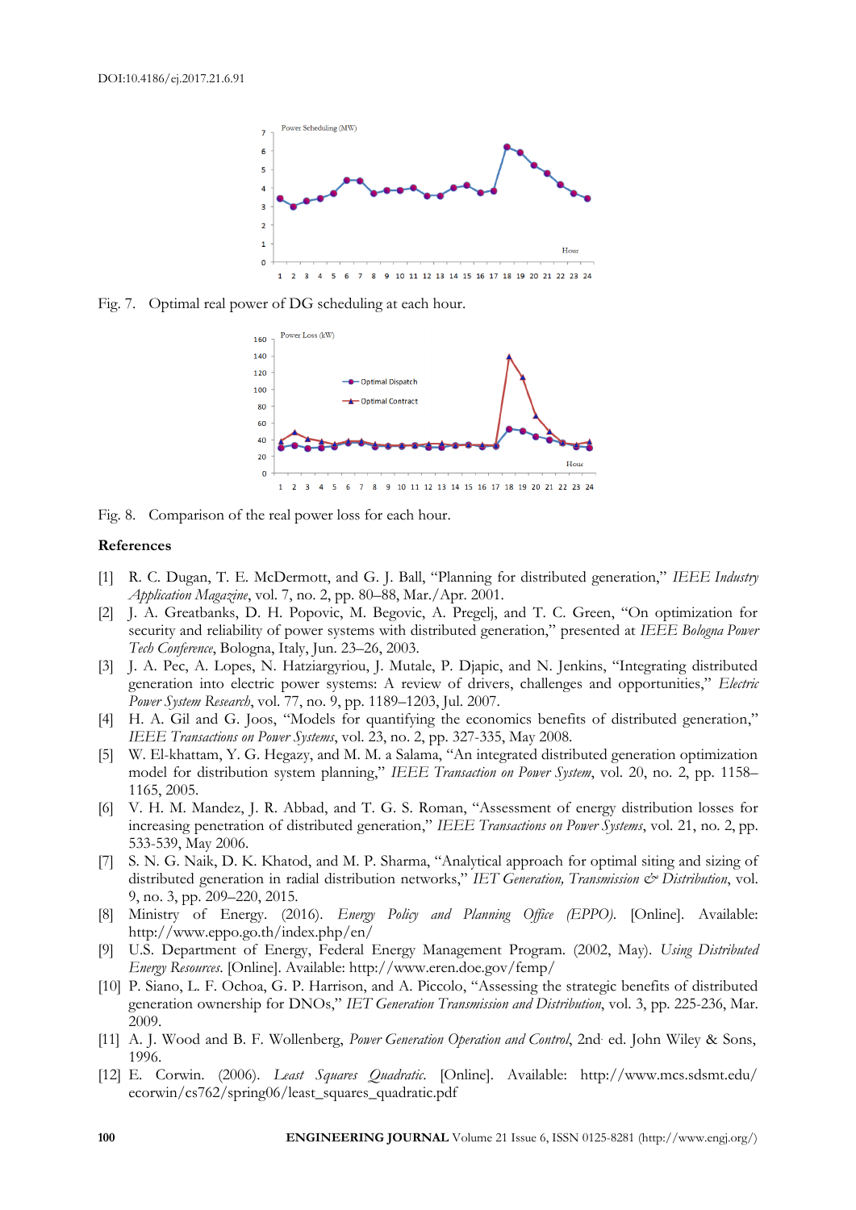Power Scheduling (MW)

7
6
5
4
3
2
1
0

Hour

1 2 3 4 5 6 7 8 9 10 11 12 13 14 15 16 17 18 19 20 21 22 23 24

Fig. 7. Optimal real power of DG scheduling at each hour.

Power Loss (kW)

160
140
120
100
80
60
40
20
0

Optimal Dispatch

Optimal Contract

Hour

1 2 3 4 5 6 7 8 9 10 11 12 13 14 15 16 17 18 19 20 21 22 23 24

Fig. 8. Comparison of the real power loss for each hour.

## References

[1] R. C. Dugan, T. E. McDermott, and G. J. Ball, "Planning for distributed generation," *IEEE Industry Application Magazine*, vol. 7, no. 2, pp. 80–88, Mar./Apr. 2001.

[2] J. A. Greatbanks, D. H. Popovic, M. Begovic, A. Pregelj, and T. C. Green, "On optimization for security and reliability of power systems with distributed generation," presented at *IEEE Bologna Power Tech Conference*, Bologna, Italy, Jun. 23–26, 2003.

[3] J. A. Pec, A. Lopes, N. Hatziargyriou, J. Mutale, P. Djapic, and N. Jenkins, "Integrating distributed generation into electric power systems: A review of drivers, challenges and opportunities," *Electric Power System Research*, vol. 77, no. 9, pp. 1189–1203, Jul. 2007.

[4] H. A. Gil and G. Joos, "Models for quantifying the economics benefits of distributed generation," *IEEE Transactions on Power Systems*, vol. 23, no. 2, pp. 327-335, May 2008.

[5] W. El-khattam, Y. G. Hegazy, and M. M. a Salama, "An integrated distributed generation optimization model for distribution system planning," *IEEE Transaction on Power System*, vol. 20, no. 2, pp. 1158–1165, 2005.

[6] V. H. M. Mandez, J. R. Abbad, and T. G. S. Roman, "Assessment of energy distribution losses for increasing penetration of distributed generation," *IEEE Transactions on Power Systems*, vol. 21, no. 2, pp. 533-539, May 2006.

[7] S. N. G. Naik, D. K. Khatod, and M. P. Sharma, "Analytical approach for optimal siting and sizing of distributed generation in radial distribution networks," *IET Generation, Transmission & Distribution*, vol. 9, no. 3, pp. 209–220, 2015.

[8] Ministry of Energy. (2016). *Energy Policy and Planning Office (EPPO)*. [Online]. Available: http://www.eppo.go.th/index.php/en/

[9] U.S. Department of Energy, Federal Energy Management Program. (2002, May). *Using Distributed Energy Resources*. [Online]. Available: http://www.eren.doe.gov/femp/

[10] P. Siano, L. F. Ochoa, G. P. Harrison, and A. Piccolo, "Assessing the strategic benefits of distributed generation ownership for DNOs," *IET Generation Transmission and Distribution*, vol. 3, pp. 225-236, Mar. 2009.

[11] A. J. Wood and B. F. Wollenberg, *Power Generation Operation and Control*, 2nd ed. John Wiley & Sons, 1996.

[12] E. Corwin. (2006). *Least Squares Quadratic*. [Online]. Available: http://www.mcs.sdsmt.edu/ecorwin/cs762/spring06/least_squares_quadratic.pdf